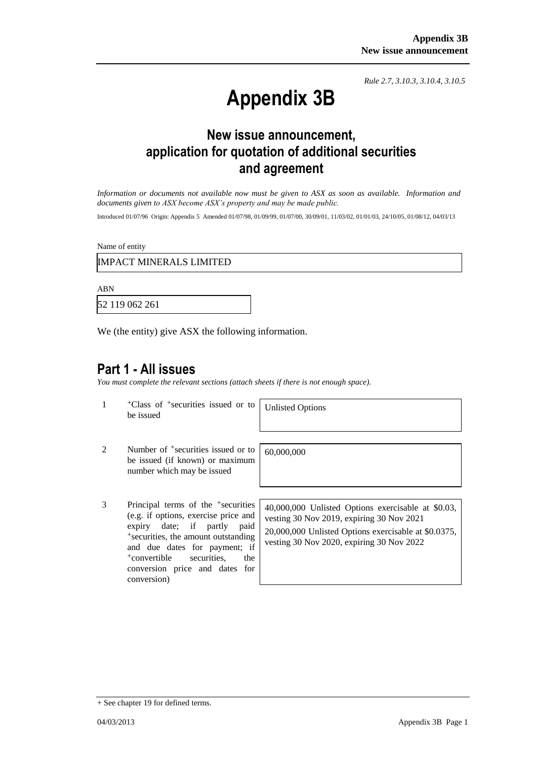*Rule 2.7, 3.10.3, 3.10.4, 3.10.5*

# Appendix 3B

## New issue announcement, application for quotation of additional securities and agreement

*Information or documents not available now must be given to ASX as soon as available. Information and documents given to ASX become ASX's property and may be made public.*

Introduced 01/07/96 Origin: Appendix 5 Amended 01/07/98, 01/09/99, 01/07/00, 30/09/01, 11/03/02, 01/01/03, 24/10/05, 01/08/12, 04/03/13

Name of entity

IMPACT MINERALS LIMITED

ABN

52 119 062 261

We (the entity) give ASX the following information.

## Part 1 - All issues

*You must complete the relevant sections (attach sheets if there is not enough space).*

| | | |
|---|---|---|
| 1 | +Class of +securities issued or to be issued | Unlisted Options |
| 2 | Number of +securities issued or to be issued (if known) or maximum number which may be issued | 60,000,000 |
| 3 | Principal terms of the +securities (e.g. if options, exercise price and expiry date; if partly paid +securities, the amount outstanding and due dates for payment; if +convertible securities, the conversion price and dates for conversion) | 40,000,000 Unlisted Options exercisable at \$0.03, vesting 30 Nov 2019, expiring 30 Nov 2021<br>20,000,000 Unlisted Options exercisable at \$0.0375, vesting 30 Nov 2020, expiring 30 Nov 2022 |

+ See chapter 19 for defined terms.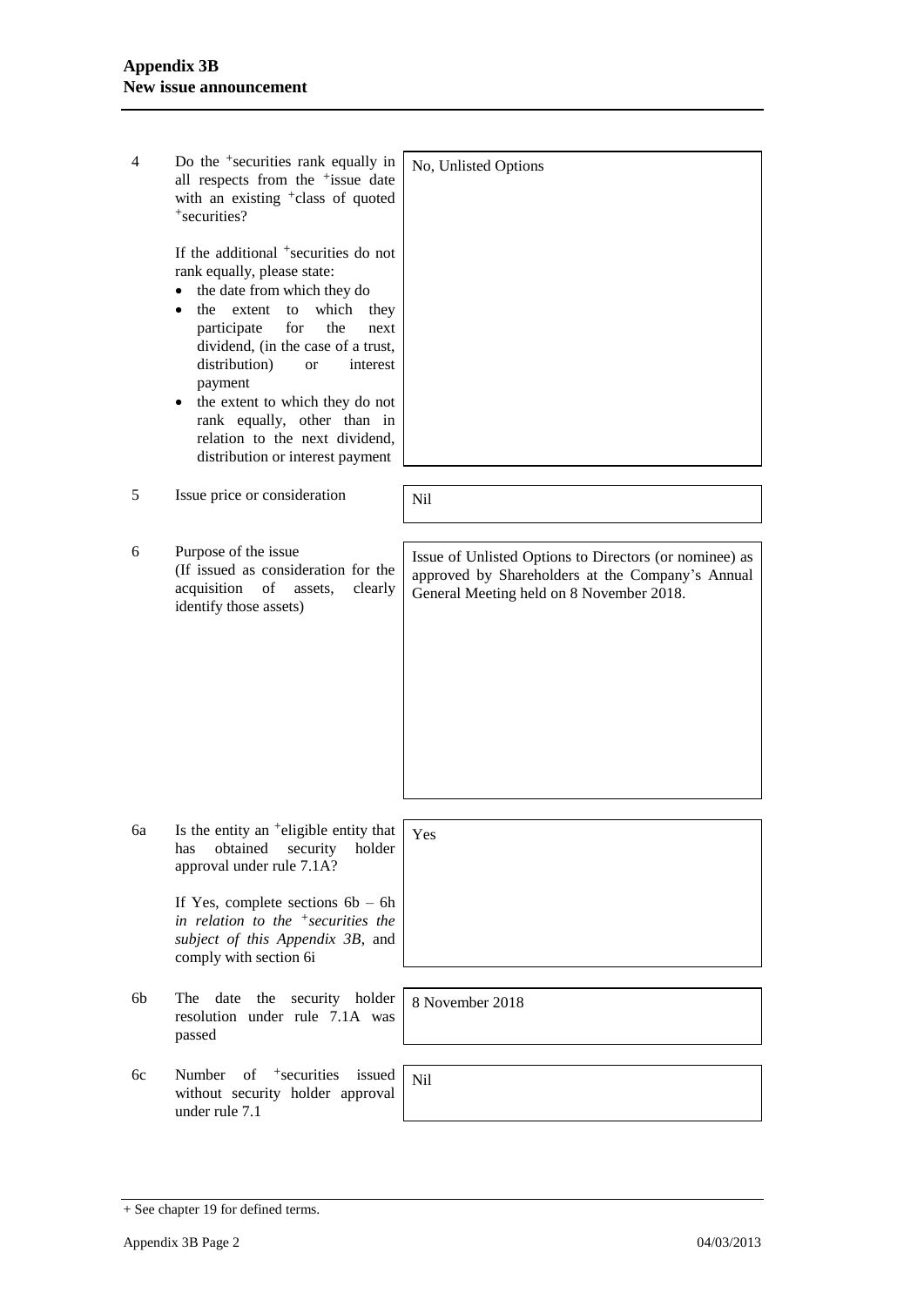| | | |
|---|---|---|
| 4 | Do the +securities rank equally in all respects from the +issue date with an existing +class of quoted +securities?<br><br>If the additional +securities do not rank equally, please state:<br>• the date from which they do<br>• the extent to which they participate for the next dividend, (in the case of a trust, distribution) or interest payment<br>• the extent to which they do not rank equally, other than in relation to the next dividend, distribution or interest payment | No, Unlisted Options |
| 5 | Issue price or consideration | Nil |
| 6 | Purpose of the issue<br>(If issued as consideration for the acquisition of assets, clearly identify those assets) | Issue of Unlisted Options to Directors (or nominee) as approved by Shareholders at the Company's Annual General Meeting held on 8 November 2018. |
| 6a | Is the entity an +eligible entity that has obtained security holder approval under rule 7.1A?<br><br>If Yes, complete sections 6b – 6h *in relation to the +securities the subject of this Appendix 3B*, and comply with section 6i | Yes |
| 6b | The date the security holder resolution under rule 7.1A was passed | 8 November 2018 |
| 6c | Number of +securities issued without security holder approval under rule 7.1 | Nil |

+ See chapter 19 for defined terms.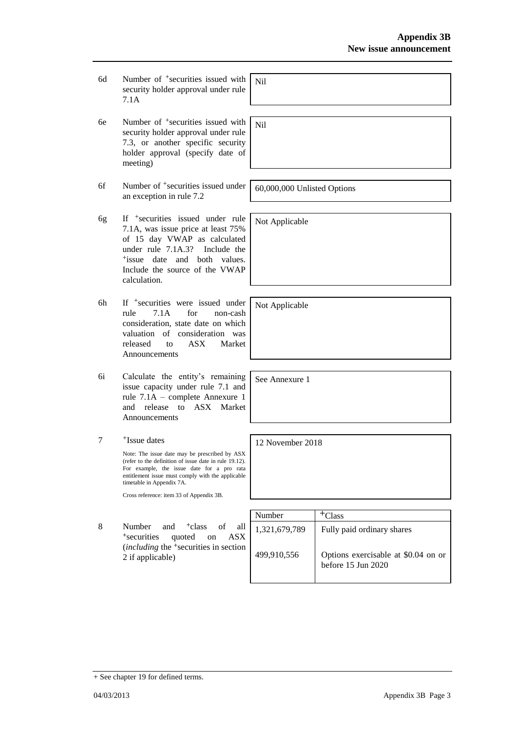| | | |
|---|---|---|
| 6d | Number of +securities issued with security holder approval under rule 7.1A | Nil |
| 6e | Number of +securities issued with security holder approval under rule 7.3, or another specific security holder approval (specify date of meeting) | Nil |
| 6f | Number of +securities issued under an exception in rule 7.2 | 60,000,000 Unlisted Options |
| 6g | If +securities issued under rule 7.1A, was issue price at least 75% of 15 day VWAP as calculated under rule 7.1A.3? Include the +issue date and both values. Include the source of the VWAP calculation. | Not Applicable |
| 6h | If +securities were issued under rule 7.1A for non-cash consideration, state date on which valuation of consideration was released to ASX Market Announcements | Not Applicable |
| 6i | Calculate the entity's remaining issue capacity under rule 7.1 and rule 7.1A – complete Annexure 1 and release to ASX Market Announcements | See Annexure 1 |
| 7 | +Issue dates<br><br>Note: The issue date may be prescribed by ASX (refer to the definition of issue date in rule 19.12). For example, the issue date for a pro rata entitlement issue must comply with the applicable timetable in Appendix 7A.<br><br>Cross reference: item 33 of Appendix 3B. | 12 November 2018 |

| | | Number | +Class |
|---|---|---|---|
| 8 | Number and +class of all +securities quoted on ASX (*including* the +securities in section 2 if applicable) | 1,321,679,789 | Fully paid ordinary shares |
| | | 499,910,556 | Options exercisable at $0.04 on or before 15 Jun 2020 |

+ See chapter 19 for defined terms.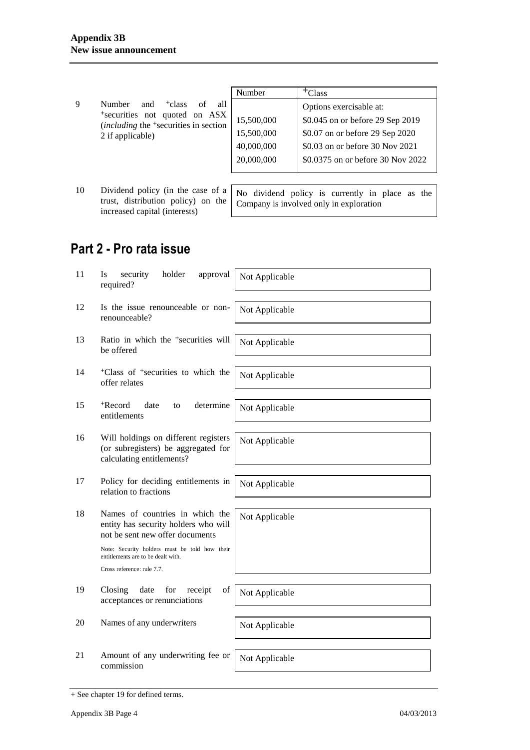| | | Number | +Class |
|---|---|---|---|
| 9 | Number and +class of all +securities not quoted on ASX (*including* the +securities in section 2 if applicable) | 15,500,000<br>15,500,000<br>40,000,000<br>20,000,000 | Options exercisable at:<br>$0.045 on or before 29 Sep 2019<br>$0.07 on or before 29 Sep 2020<br>$0.03 on or before 30 Nov 2021<br>$0.0375 on or before 30 Nov 2022 |
| 10 | Dividend policy (in the case of a trust, distribution policy) on the increased capital (interests) | No dividend policy is currently in place as the Company is involved only in exploration | |

## Part 2 - Pro rata issue

| | | |
|---|---|---|
| 11 | Is security holder approval required? | Not Applicable |
| 12 | Is the issue renounceable or non-renounceable? | Not Applicable |
| 13 | Ratio in which the +securities will be offered | Not Applicable |
| 14 | +Class of +securities to which the offer relates | Not Applicable |
| 15 | +Record date to determine entitlements | Not Applicable |
| 16 | Will holdings on different registers (or subregisters) be aggregated for calculating entitlements? | Not Applicable |
| 17 | Policy for deciding entitlements in relation to fractions | Not Applicable |
| 18 | Names of countries in which the entity has security holders who will not be sent new offer documents<br><br>Note: Security holders must be told how their entitlements are to be dealt with.<br>Cross reference: rule 7.7. | Not Applicable |
| 19 | Closing date for receipt of acceptances or renunciations | Not Applicable |
| 20 | Names of any underwriters | Not Applicable |
| 21 | Amount of any underwriting fee or commission | Not Applicable |

+ See chapter 19 for defined terms.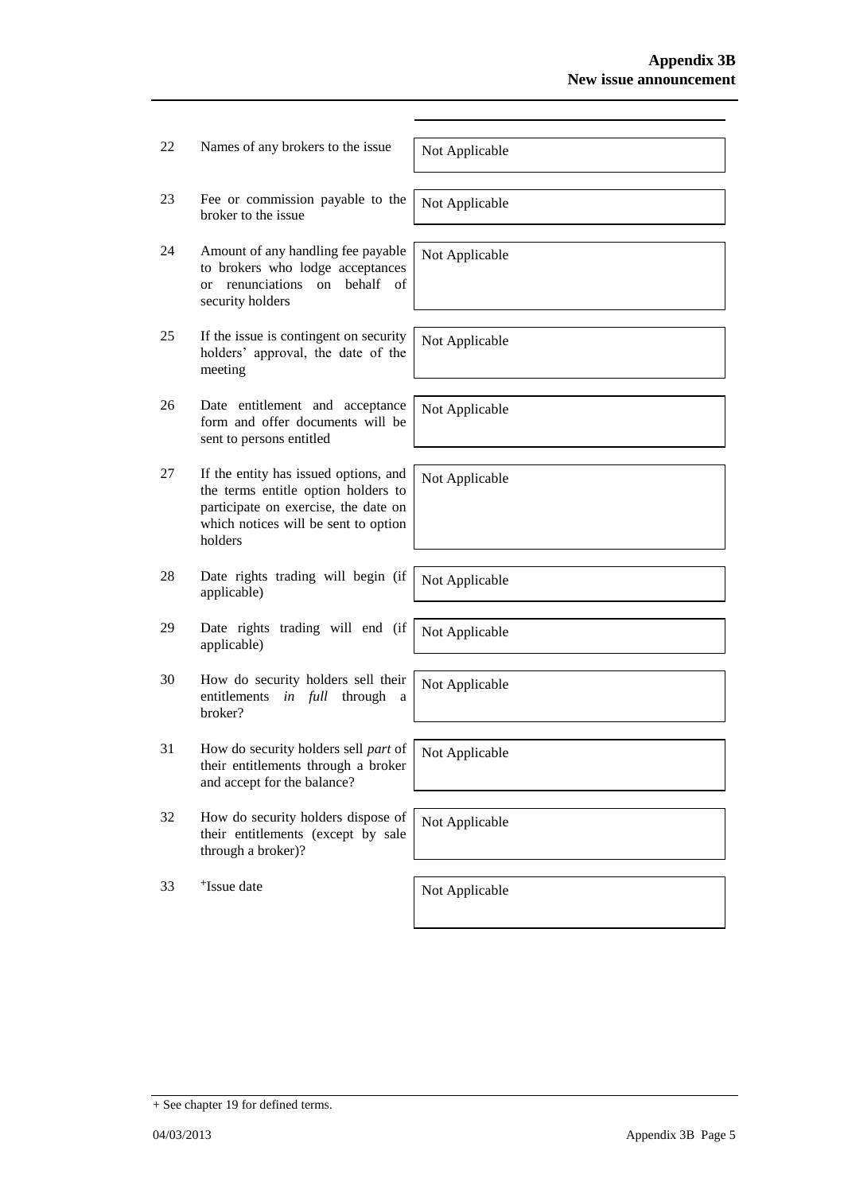| | | |
|---|---|---|
| 22 | Names of any brokers to the issue | Not Applicable |
| 23 | Fee or commission payable to the broker to the issue | Not Applicable |
| 24 | Amount of any handling fee payable to brokers who lodge acceptances or renunciations on behalf of security holders | Not Applicable |
| 25 | If the issue is contingent on security holders' approval, the date of the meeting | Not Applicable |
| 26 | Date entitlement and acceptance form and offer documents will be sent to persons entitled | Not Applicable |
| 27 | If the entity has issued options, and the terms entitle option holders to participate on exercise, the date on which notices will be sent to option holders | Not Applicable |
| 28 | Date rights trading will begin (if applicable) | Not Applicable |
| 29 | Date rights trading will end (if applicable) | Not Applicable |
| 30 | How do security holders sell their entitlements *in full* through a broker? | Not Applicable |
| 31 | How do security holders sell *part* of their entitlements through a broker and accept for the balance? | Not Applicable |
| 32 | How do security holders dispose of their entitlements (except by sale through a broker)? | Not Applicable |
| 33 | +Issue date | Not Applicable |

+ See chapter 19 for defined terms.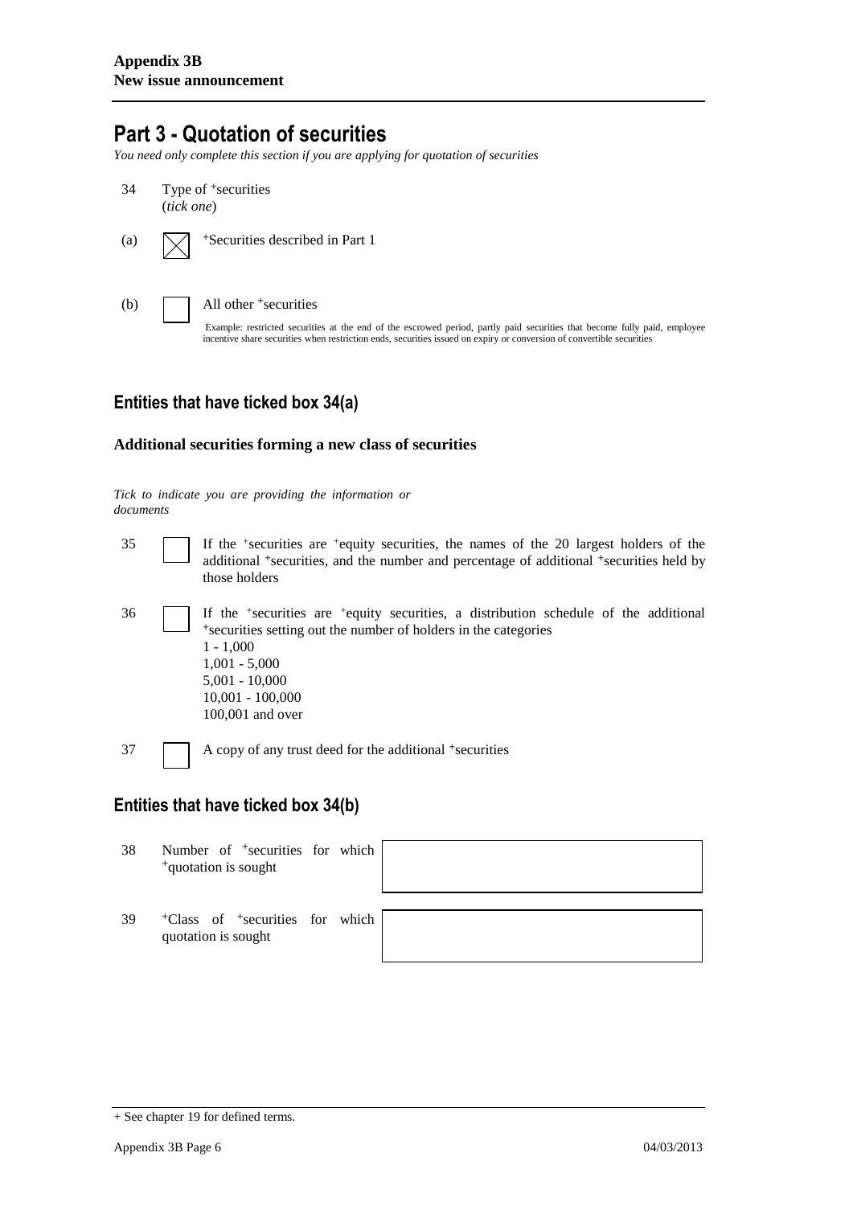## Part 3 - Quotation of securities

*You need only complete this section if you are applying for quotation of securities*

34 Type of +securities
(*tick one*)

(a) ☒ +Securities described in Part 1

(b) ☐ All other +securities

Example: restricted securities at the end of the escrowed period, partly paid securities that become fully paid, employee incentive share securities when restriction ends, securities issued on expiry or conversion of convertible securities

### Entities that have ticked box 34(a)

**Additional securities forming a new class of securities**

*Tick to indicate you are providing the information or documents*

35 ☐ If the +securities are +equity securities, the names of the 20 largest holders of the additional +securities, and the number and percentage of additional +securities held by those holders

36 ☐ If the +securities are +equity securities, a distribution schedule of the additional +securities setting out the number of holders in the categories
1 - 1,000
1,001 - 5,000
5,001 - 10,000
10,001 - 100,000
100,001 and over

37 ☐ A copy of any trust deed for the additional +securities

### Entities that have ticked box 34(b)

| | | |
|---|---|---|
| 38 | Number of +securities for which +quotation is sought | |
| 39 | +Class of +securities for which quotation is sought | |

+ See chapter 19 for defined terms.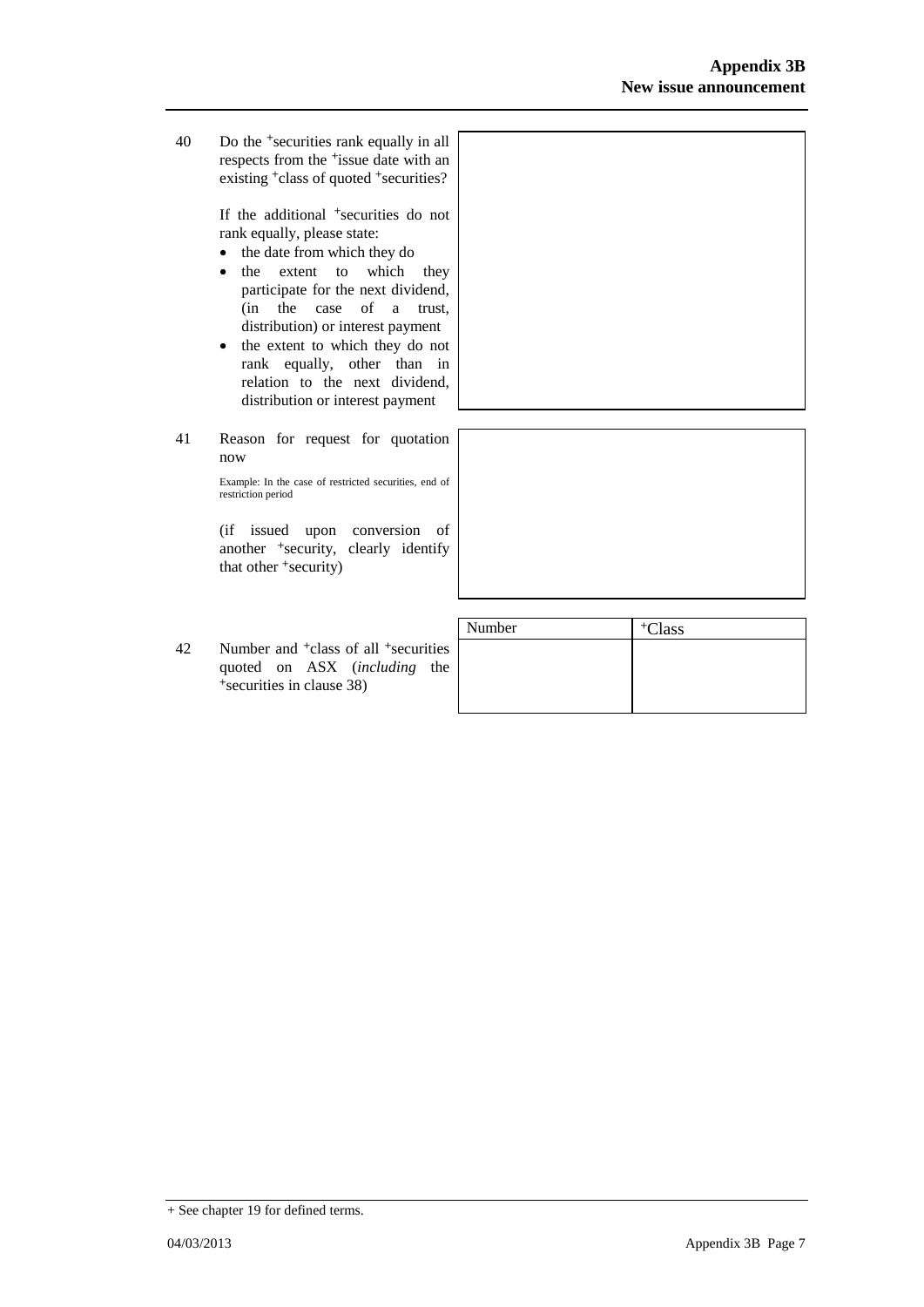| | | |
|---|---|---|
| 40 | Do the +securities rank equally in all respects from the +issue date with an existing +class of quoted +securities?<br><br>If the additional +securities do not rank equally, please state:<br>• the date from which they do<br>• the extent to which they participate for the next dividend, (in the case of a trust, distribution) or interest payment<br>• the extent to which they do not rank equally, other than in relation to the next dividend, distribution or interest payment | |
| 41 | Reason for request for quotation now<br><br>Example: In the case of restricted securities, end of restriction period<br><br>(if issued upon conversion of another +security, clearly identify that other +security) | |

| | | Number | +Class |
|---|---|---|---|
| 42 | Number and +class of all +securities quoted on ASX (*including* the +securities in clause 38) | | |

+ See chapter 19 for defined terms.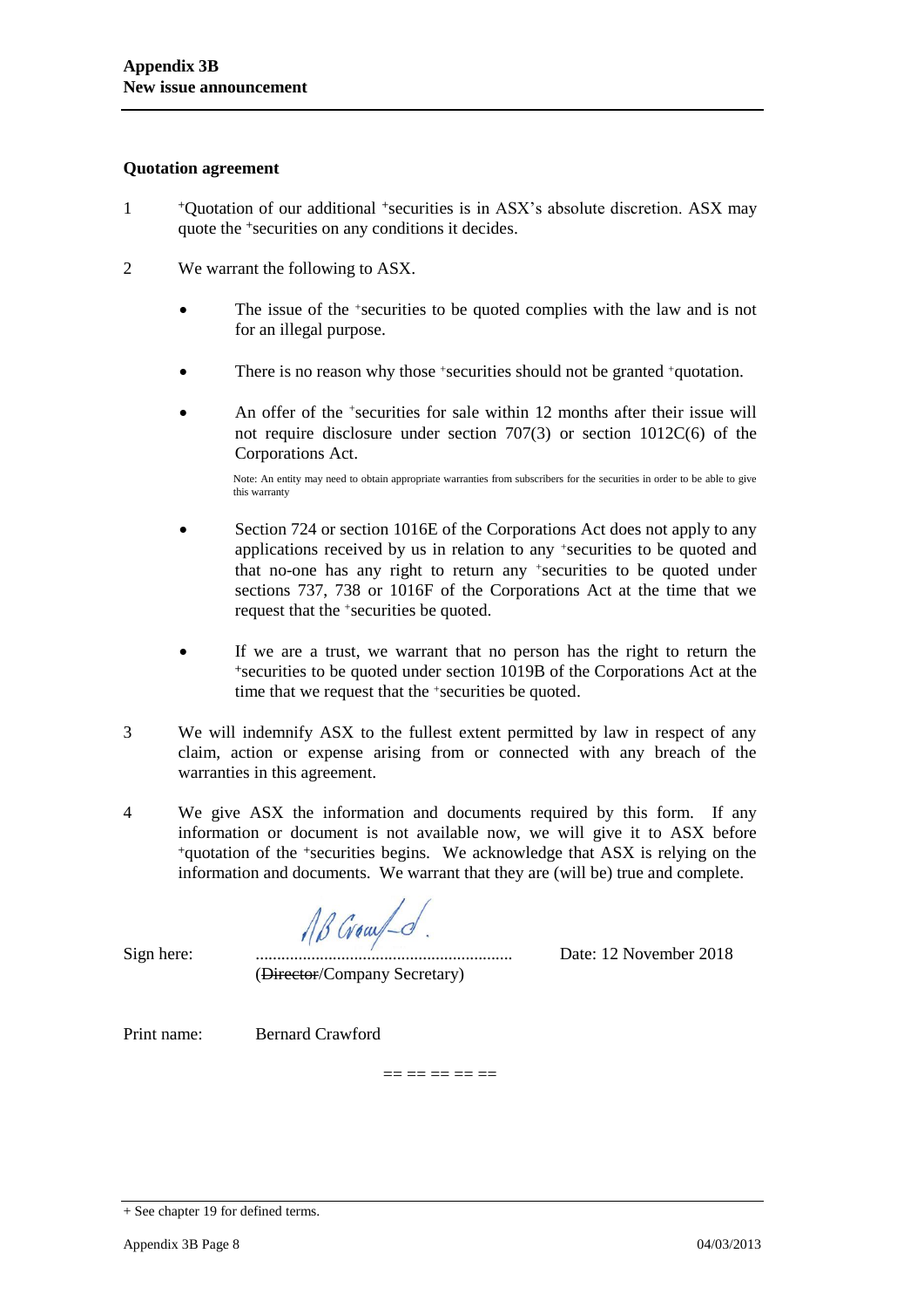## Quotation agreement

1. +Quotation of our additional +securities is in ASX's absolute discretion. ASX may quote the +securities on any conditions it decides.

2. We warrant the following to ASX.

   - The issue of the +securities to be quoted complies with the law and is not for an illegal purpose.

   - There is no reason why those +securities should not be granted +quotation.

   - An offer of the +securities for sale within 12 months after their issue will not require disclosure under section 707(3) or section 1012C(6) of the Corporations Act.

     Note: An entity may need to obtain appropriate warranties from subscribers for the securities in order to be able to give this warranty

   - Section 724 or section 1016E of the Corporations Act does not apply to any applications received by us in relation to any +securities to be quoted and that no-one has any right to return any +securities to be quoted under sections 737, 738 or 1016F of the Corporations Act at the time that we request that the +securities be quoted.

   - If we are a trust, we warrant that no person has the right to return the +securities to be quoted under section 1019B of the Corporations Act at the time that we request that the +securities be quoted.

3. We will indemnify ASX to the fullest extent permitted by law in respect of any claim, action or expense arising from or connected with any breach of the warranties in this agreement.

4. We give ASX the information and documents required by this form. If any information or document is not available now, we will give it to ASX before +quotation of the +securities begins. We acknowledge that ASX is relying on the information and documents. We warrant that they are (will be) true and complete.

Sign here: ............................................................ Date: 12 November 2018
(~~Director~~/Company Secretary)

Print name: Bernard Crawford

== == == == ==

+ See chapter 19 for defined terms.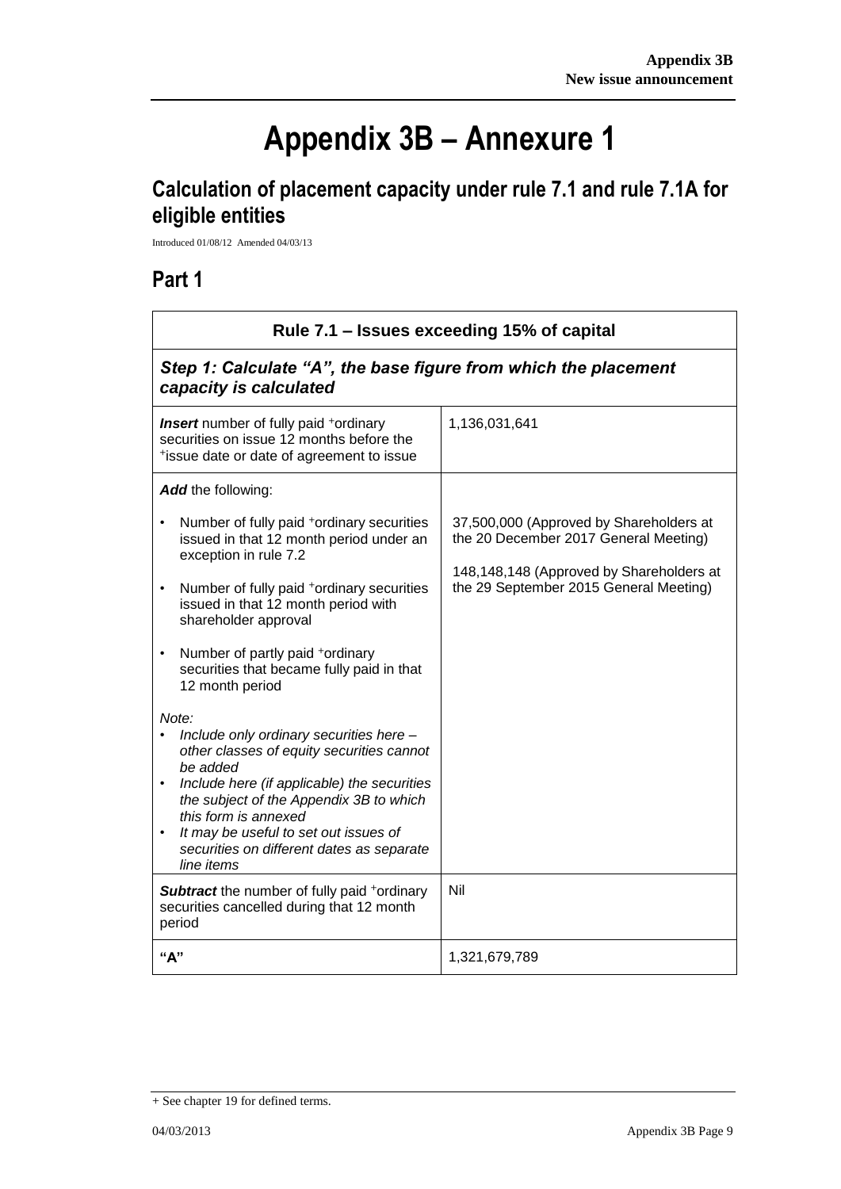# Appendix 3B – Annexure 1

## Calculation of placement capacity under rule 7.1 and rule 7.1A for eligible entities

Introduced 01/08/12 Amended 04/03/13

## Part 1

| Rule 7.1 – Issues exceeding 15% of capital | |
|---|---|
| ***Step 1: Calculate "A", the base figure from which the placement capacity is calculated*** | |
| ***Insert*** number of fully paid +ordinary securities on issue 12 months before the +issue date or date of agreement to issue | 1,136,031,641 |
| ***Add*** the following:<br>• Number of fully paid +ordinary securities issued in that 12 month period under an exception in rule 7.2<br>• Number of fully paid +ordinary securities issued in that 12 month period with shareholder approval<br>• Number of partly paid +ordinary securities that became fully paid in that 12 month period<br>*Note:*<br>• *Include only ordinary securities here – other classes of equity securities cannot be added*<br>• *Include here (if applicable) the securities the subject of the Appendix 3B to which this form is annexed*<br>• *It may be useful to set out issues of securities on different dates as separate line items* | 37,500,000 (Approved by Shareholders at the 20 December 2017 General Meeting)<br>148,148,148 (Approved by Shareholders at the 29 September 2015 General Meeting) |
| ***Subtract*** the number of fully paid +ordinary securities cancelled during that 12 month period | Nil |
| **"A"** | 1,321,679,789 |

+ See chapter 19 for defined terms.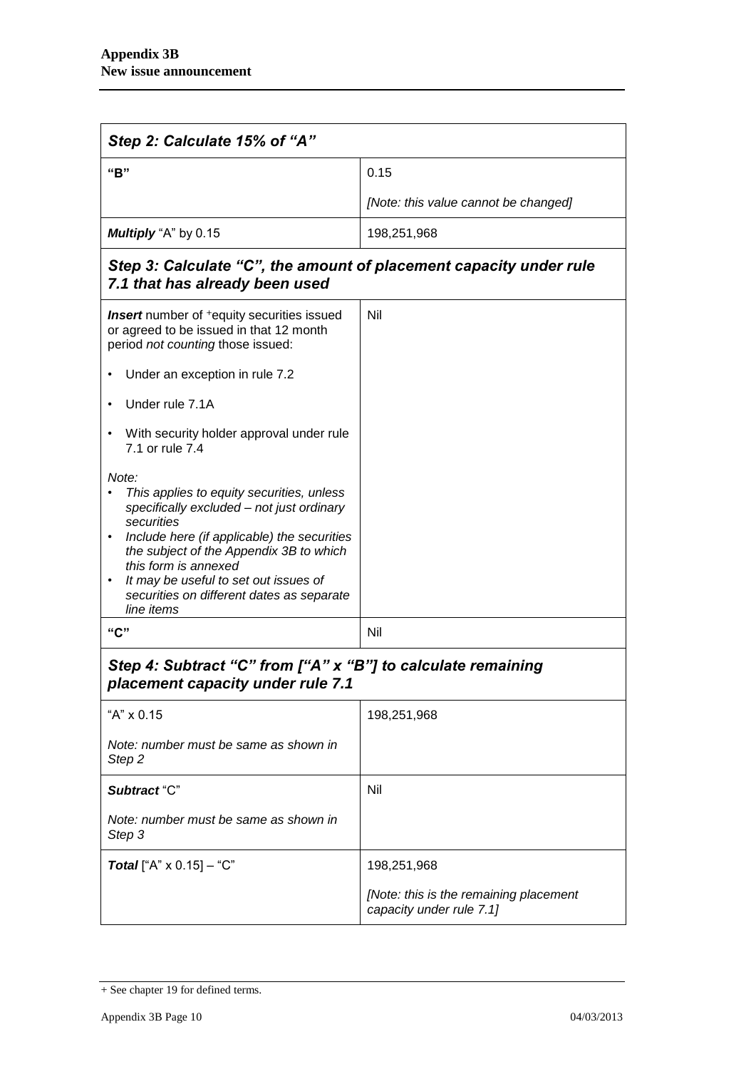| Step 2: Calculate 15% of "A" | |
|---|---|
| **"B"** | 0.15<br><br>*[Note: this value cannot be changed]* |
| ***Multiply*** "A" by 0.15 | 198,251,968 |
| ***Step 3: Calculate "C", the amount of placement capacity under rule 7.1 that has already been used*** | |
| ***Insert*** number of +equity securities issued or agreed to be issued in that 12 month period *not counting* those issued:<br><br>• Under an exception in rule 7.2<br><br>• Under rule 7.1A<br><br>• With security holder approval under rule 7.1 or rule 7.4<br><br>*Note:*<br>• *This applies to equity securities, unless specifically excluded – not just ordinary securities*<br>• *Include here (if applicable) the securities the subject of the Appendix 3B to which this form is annexed*<br>• *It may be useful to set out issues of securities on different dates as separate line items* | Nil |
| **"C"** | Nil |
| ***Step 4: Subtract "C" from ["A" x "B"] to calculate remaining placement capacity under rule 7.1*** | |
| "A" x 0.15<br><br>*Note: number must be same as shown in Step 2* | 198,251,968 |
| ***Subtract*** "C"<br><br>*Note: number must be same as shown in Step 3* | Nil |
| ***Total*** ["A" x 0.15] – "C" | 198,251,968<br><br>*[Note: this is the remaining placement capacity under rule 7.1]* |

+ See chapter 19 for defined terms.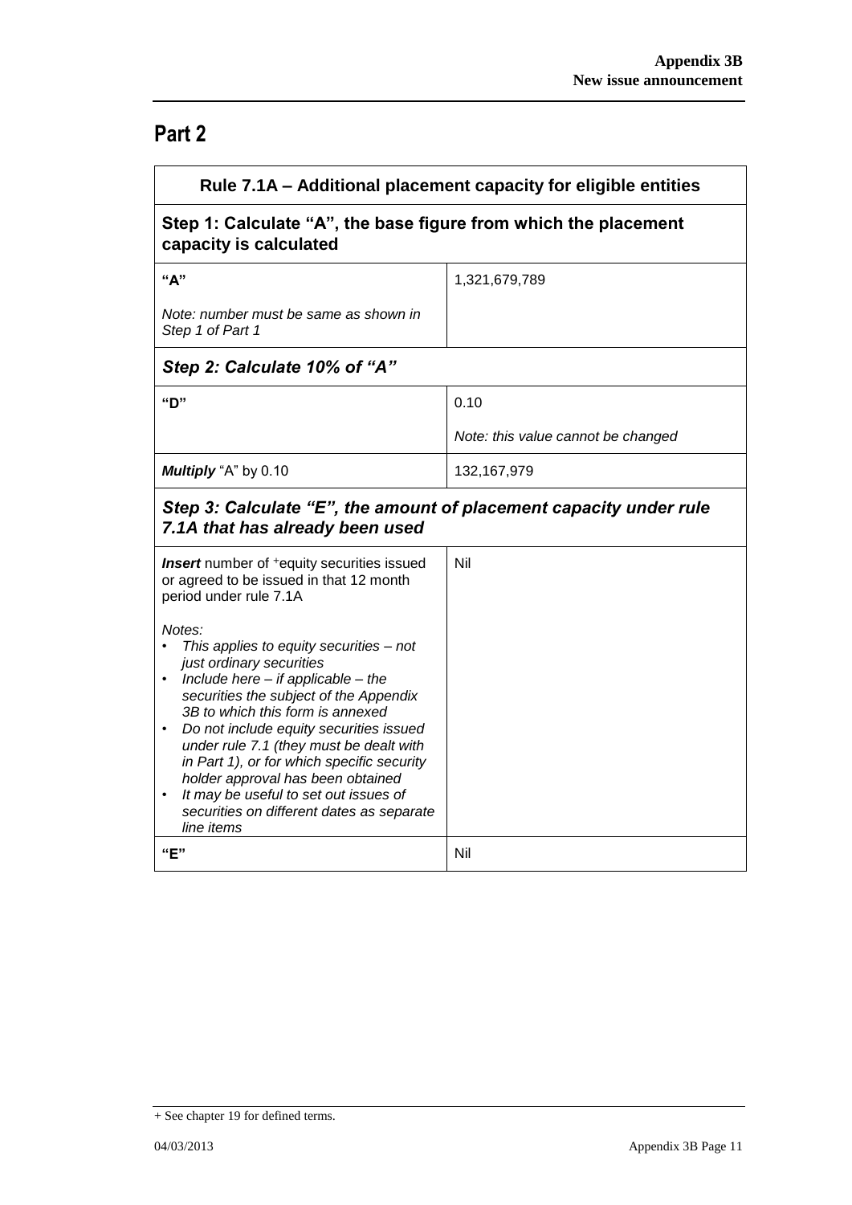# Part 2

| Rule 7.1A – Additional placement capacity for eligible entities | |
|---|---|
| **Step 1: Calculate "A", the base figure from which the placement capacity is calculated** | |
| **"A"**<br><br>*Note: number must be same as shown in Step 1 of Part 1* | 1,321,679,789 |
| ***Step 2: Calculate 10% of "A"*** | |
| **"D"** | 0.10<br><br>*Note: this value cannot be changed* |
| ***Multiply*** "A" by 0.10 | 132,167,979 |
| ***Step 3: Calculate "E", the amount of placement capacity under rule 7.1A that has already been used*** | |
| ***Insert*** number of +equity securities issued or agreed to be issued in that 12 month period under rule 7.1A<br><br>*Notes:*<br>• *This applies to equity securities – not just ordinary securities*<br>• *Include here – if applicable – the securities the subject of the Appendix 3B to which this form is annexed*<br>• *Do not include equity securities issued under rule 7.1 (they must be dealt with in Part 1), or for which specific security holder approval has been obtained*<br>• *It may be useful to set out issues of securities on different dates as separate line items* | Nil |
| **"E"** | Nil |

+ See chapter 19 for defined terms.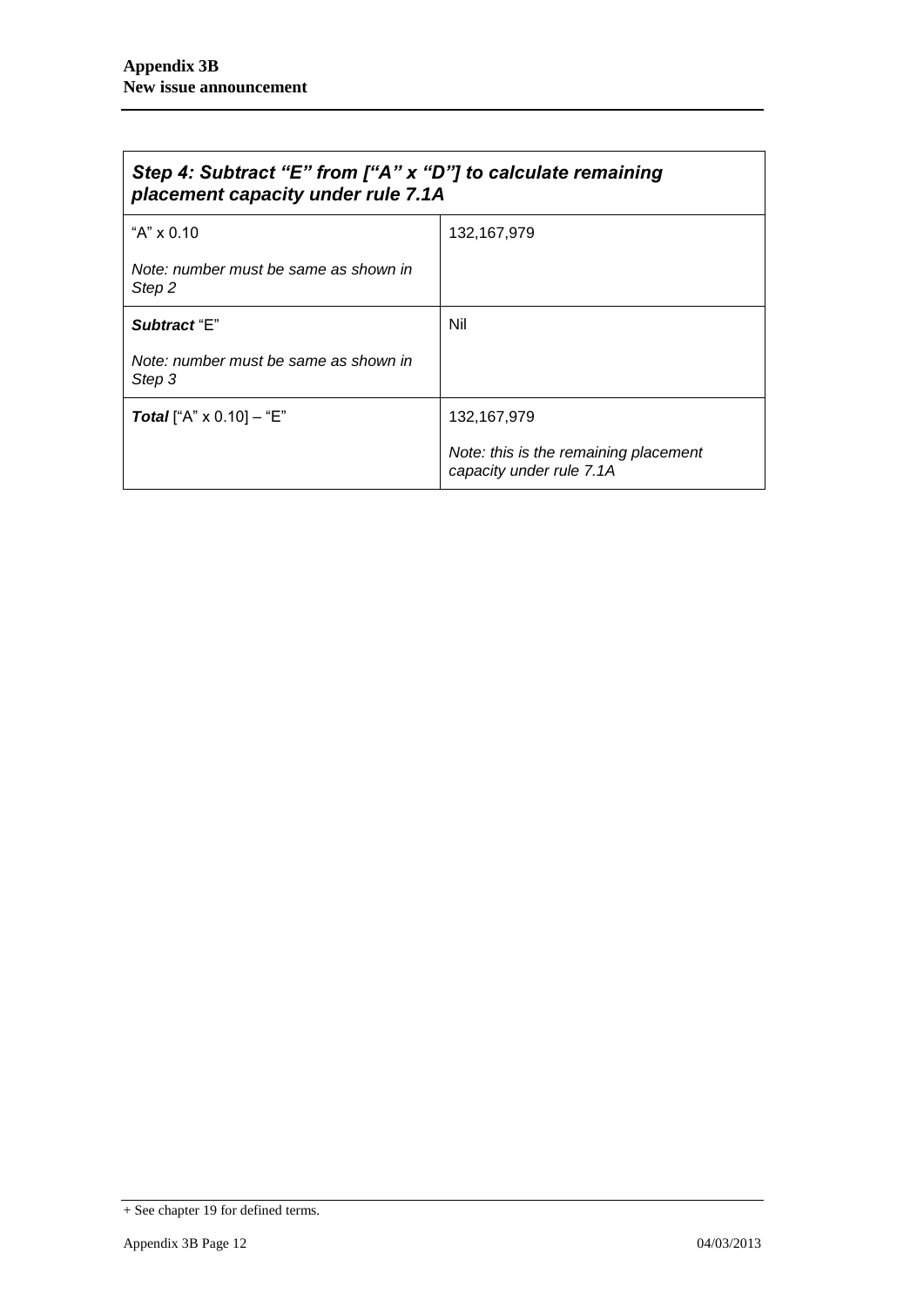| *Step 4: Subtract "E" from ["A" x "D"] to calculate remaining placement capacity under rule 7.1A* | |
| --- | --- |
| "A" x 0.10<br><br>*Note: number must be same as shown in Step 2* | 132,167,979 |
| ***Subtract*** "E"<br><br>*Note: number must be same as shown in Step 3* | Nil |
| ***Total*** ["A" x 0.10] – "E" | 132,167,979<br><br>*Note: this is the remaining placement capacity under rule 7.1A* |

+ See chapter 19 for defined terms.